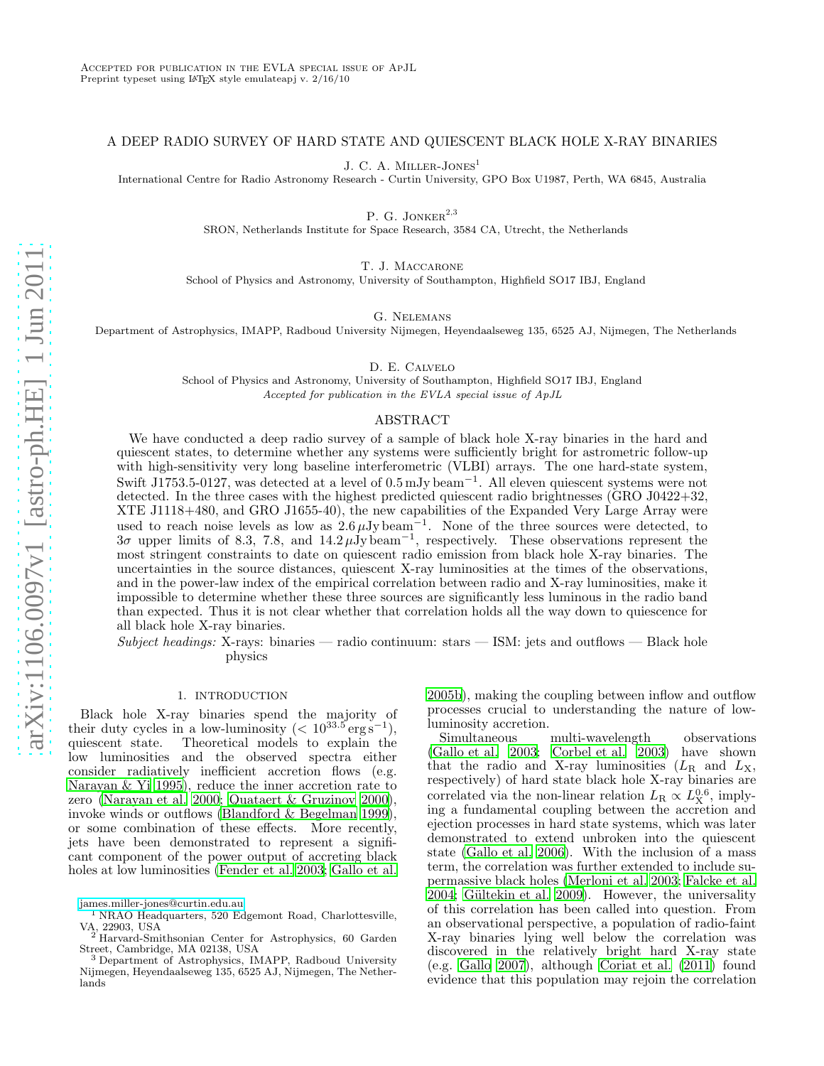Accepted for publication in the EVLA special issue of ApJL
Preprint typeset using LaTeX style emulateapj v. 2/16/10

# A DEEP RADIO SURVEY OF HARD STATE AND QUIESCENT BLACK HOLE X-RAY BINARIES

J. C. A. Miller-Jones[1]
International Centre for Radio Astronomy Research - Curtin University, GPO Box U1987, Perth, WA 6845, Australia

P. G. Jonker[2,3]
SRON, Netherlands Institute for Space Research, 3584 CA, Utrecht, the Netherlands

T. J. Maccarone
School of Physics and Astronomy, University of Southampton, Highfield SO17 IBJ, England

G. Nelemans
Department of Astrophysics, IMAPP, Radboud University Nijmegen, Heyendaalseweg 135, 6525 AJ, Nijmegen, The Netherlands

D. E. Calvelo
School of Physics and Astronomy, University of Southampton, Highfield SO17 IBJ, England
*Accepted for publication in the EVLA special issue of ApJL*

## ABSTRACT

We have conducted a deep radio survey of a sample of black hole X-ray binaries in the hard and quiescent states, to determine whether any systems were sufficiently bright for astrometric follow-up with high-sensitivity very long baseline interferometric (VLBI) arrays. The one hard-state system, Swift J1753.5-0127, was detected at a level of $0.5\,\mathrm{mJy\,beam^{-1}}$. All eleven quiescent systems were not detected. In the three cases with the highest predicted quiescent radio brightnesses (GRO J0422+32, XTE J1118+480, and GRO J1655-40), the new capabilities of the Expanded Very Large Array were used to reach noise levels as low as $2.6\,\mu\mathrm{Jy\,beam^{-1}}$. None of the three sources were detected, to $3\sigma$ upper limits of 8.3, 7.8, and $14.2\,\mu\mathrm{Jy\,beam^{-1}}$, respectively. These observations represent the most stringent constraints to date on quiescent radio emission from black hole X-ray binaries. The uncertainties in the source distances, quiescent X-ray luminosities at the times of the observations, and in the power-law index of the empirical correlation between radio and X-ray luminosities, make it impossible to determine whether these three sources are significantly less luminous in the radio band than expected. Thus it is not clear whether that correlation holds all the way down to quiescence for all black hole X-ray binaries.

*Subject headings:* X-rays: binaries — radio continuum: stars — ISM: jets and outflows — Black hole physics

## 1. INTRODUCTION

Black hole X-ray binaries spend the majority of their duty cycles in a low-luminosity ($< 10^{33.5}\,\mathrm{erg\,s^{-1}}$), quiescent state. Theoretical models to explain the low luminosities and the observed spectra either consider radiatively inefficient accretion flows (e.g. Narayan & Yi 1995), reduce the inner accretion rate to zero (Narayan et al. 2000; Quataert & Gruzinov 2000), invoke winds or outflows (Blandford & Begelman 1999), or some combination of these effects. More recently, jets have been demonstrated to represent a significant component of the power output of accreting black holes at low luminosities (Fender et al. 2003; Gallo et al. 2005b), making the coupling between inflow and outflow processes crucial to understanding the nature of low-luminosity accretion.

Simultaneous multi-wavelength observations (Gallo et al. 2003; Corbel et al. 2003) have shown that the radio and X-ray luminosities ($L_{\mathrm{R}}$ and $L_{\mathrm{X}}$, respectively) of hard state black hole X-ray binaries are correlated via the non-linear relation $L_{\mathrm{R}} \propto L_{\mathrm{X}}^{0.6}$, implying a fundamental coupling between the accretion and ejection processes in hard state systems, which was later demonstrated to extend unbroken into the quiescent state (Gallo et al. 2006). With the inclusion of a mass term, the correlation was further extended to include supermassive black holes (Merloni et al. 2003; Falcke et al. 2004; Gültekin et al. 2009). However, the universality of this correlation has been called into question. From an observational perspective, a population of radio-faint X-ray binaries lying well below the correlation was discovered in the relatively bright hard X-ray state (e.g. Gallo 2007), although Coriat et al. (2011) found evidence that this population may rejoin the correlation

james.miller-jones@curtin.edu.au
[1] NRAO Headquarters, 520 Edgemont Road, Charlottesville, VA, 22903, USA
[2] Harvard-Smithsonian Center for Astrophysics, 60 Garden Street, Cambridge, MA 02138, USA
[3] Department of Astrophysics, IMAPP, Radboud University Nijmegen, Heyendaalseweg 135, 6525 AJ, Nijmegen, The Netherlands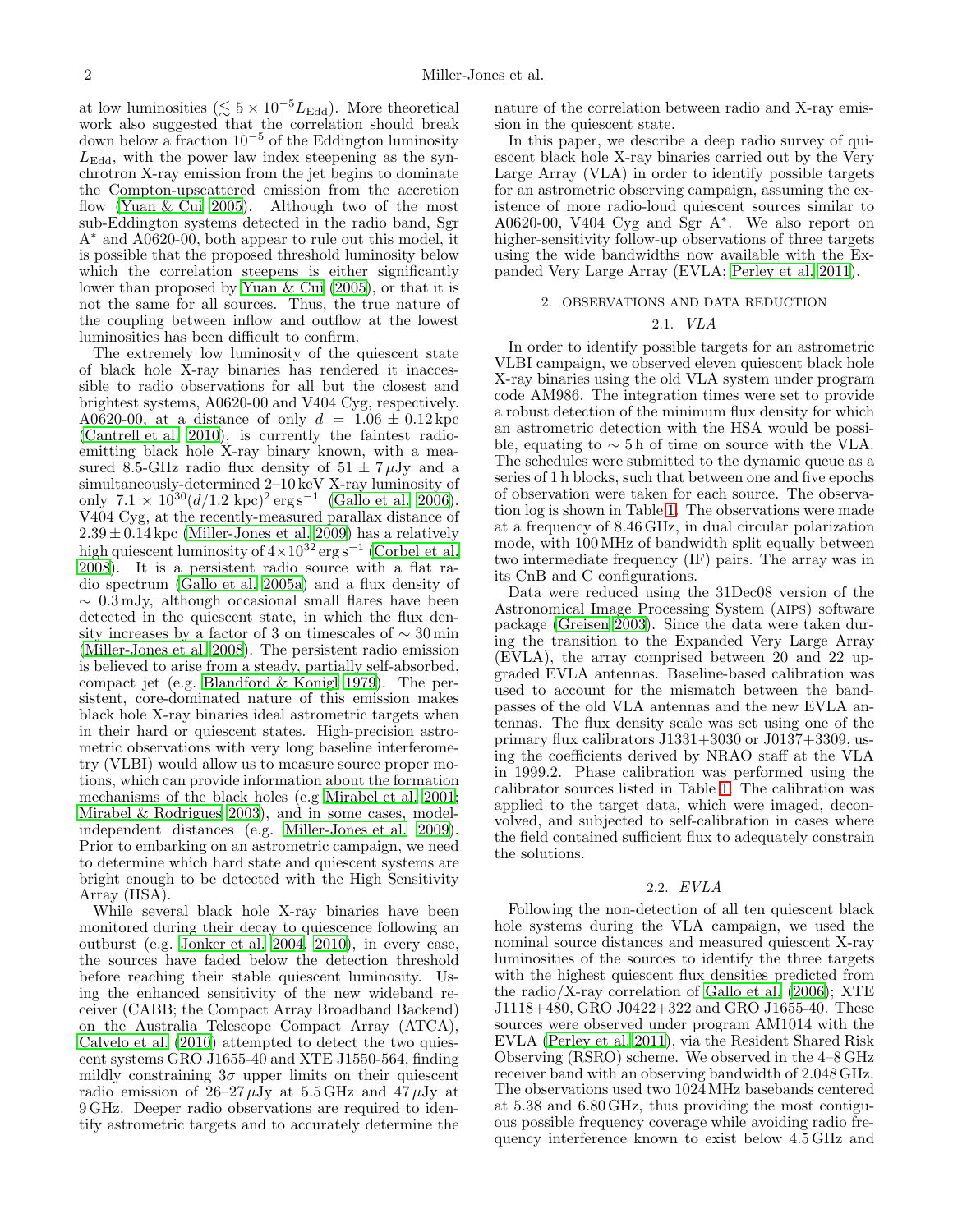at low luminosities ($\lesssim 5 \times 10^{-5} L_{\rm Edd}$). More theoretical work also suggested that the correlation should break down below a fraction $10^{-5}$ of the Eddington luminosity $L_{\rm Edd}$, with the power law index steepening as the synchrotron X-ray emission from the jet begins to dominate the Compton-upscattered emission from the accretion flow (Yuan & Cui 2005). Although two of the most sub-Eddington systems detected in the radio band, Sgr A$^*$ and A0620-00, both appear to rule out this model, it is possible that the proposed threshold luminosity below which the correlation steepens is either significantly lower than proposed by Yuan & Cui (2005), or that it is not the same for all sources. Thus, the true nature of the coupling between inflow and outflow at the lowest luminosities has been difficult to confirm.

The extremely low luminosity of the quiescent state of black hole X-ray binaries has rendered it inaccessible to radio observations for all but the closest and brightest systems, A0620-00 and V404 Cyg, respectively. A0620-00, at a distance of only $d = 1.06 \pm 0.12$ kpc (Cantrell et al. 2010), is currently the faintest radio-emitting black hole X-ray binary known, with a measured 8.5-GHz radio flux density of $51 \pm 7\,\mu$Jy and a simultaneously-determined 2–10 keV X-ray luminosity of only $7.1 \times 10^{30} (d/1.2\text{ kpc})^2$ erg s$^{-1}$ (Gallo et al. 2006). V404 Cyg, at the recently-measured parallax distance of $2.39 \pm 0.14$ kpc (Miller-Jones et al. 2009) has a relatively high quiescent luminosity of $4 \times 10^{32}$ erg s$^{-1}$ (Corbel et al. 2008). It is a persistent radio source with a flat radio spectrum (Gallo et al. 2005a) and a flux density of $\sim 0.3$ mJy, although occasional small flares have been detected in the quiescent state, in which the flux density increases by a factor of 3 on timescales of $\sim 30$ min (Miller-Jones et al. 2008). The persistent radio emission is believed to arise from a steady, partially self-absorbed, compact jet (e.g. Blandford & Konigl 1979). The persistent, core-dominated nature of this emission makes black hole X-ray binaries ideal astrometric targets when in their hard or quiescent states. High-precision astrometric observations with very long baseline interferometry (VLBI) would allow us to measure source proper motions, which can provide information about the formation mechanisms of the black holes (e.g Mirabel et al. 2001; Mirabel & Rodrigues 2003), and in some cases, model-independent distances (e.g. Miller-Jones et al. 2009). Prior to embarking on an astrometric campaign, we need to determine which hard state and quiescent systems are bright enough to be detected with the High Sensitivity Array (HSA).

While several black hole X-ray binaries have been monitored during their decay to quiescence following an outburst (e.g. Jonker et al. 2004, 2010), in every case, the sources have faded below the detection threshold before reaching their stable quiescent luminosity. Using the enhanced sensitivity of the new wideband receiver (CABB; the Compact Array Broadband Backend) on the Australia Telescope Compact Array (ATCA), Calvelo et al. (2010) attempted to detect the two quiescent systems GRO J1655-40 and XTE J1550-564, finding mildly constraining $3\sigma$ upper limits on their quiescent radio emission of 26–27 $\mu$Jy at 5.5 GHz and 47 $\mu$Jy at 9 GHz. Deeper radio observations are required to identify astrometric targets and to accurately determine the nature of the correlation between radio and X-ray emission in the quiescent state.

In this paper, we describe a deep radio survey of quiescent black hole X-ray binaries carried out by the Very Large Array (VLA) in order to identify possible targets for an astrometric observing campaign, assuming the existence of more radio-loud quiescent sources similar to A0620-00, V404 Cyg and Sgr A$^*$. We also report on higher-sensitivity follow-up observations of three targets using the wide bandwidths now available with the Expanded Very Large Array (EVLA; Perley et al. 2011).

## 2. OBSERVATIONS AND DATA REDUCTION

### 2.1. *VLA*

In order to identify possible targets for an astrometric VLBI campaign, we observed eleven quiescent black hole X-ray binaries using the old VLA system under program code AM986. The integration times were set to provide a robust detection of the minimum flux density for which an astrometric detection with the HSA would be possible, equating to $\sim 5$ h of time on source with the VLA. The schedules were submitted to the dynamic queue as a series of 1 h blocks, such that between one and five epochs of observation were taken for each source. The observation log is shown in Table 1. The observations were made at a frequency of 8.46 GHz, in dual circular polarization mode, with 100 MHz of bandwidth split equally between two intermediate frequency (IF) pairs. The array was in its CnB and C configurations.

Data were reduced using the 31Dec08 version of the Astronomical Image Processing System (AIPS) software package (Greisen 2003). Since the data were taken during the transition to the Expanded Very Large Array (EVLA), the array comprised between 20 and 22 upgraded EVLA antennas. Baseline-based calibration was used to account for the mismatch between the bandpasses of the old VLA antennas and the new EVLA antennas. The flux density scale was set using one of the primary flux calibrators J1331+3030 or J0137+3309, using the coefficients derived by NRAO staff at the VLA in 1999.2. Phase calibration was performed using the calibrator sources listed in Table 1. The calibration was applied to the target data, which were imaged, deconvolved, and subjected to self-calibration in cases where the field contained sufficient flux to adequately constrain the solutions.

### 2.2. *EVLA*

Following the non-detection of all ten quiescent black hole systems during the VLA campaign, we used the nominal source distances and measured quiescent X-ray luminosities of the sources to identify the three targets with the highest quiescent flux densities predicted from the radio/X-ray correlation of Gallo et al. (2006); XTE J1118+480, GRO J0422+322 and GRO J1655-40. These sources were observed under program AM1014 with the EVLA (Perley et al. 2011), via the Resident Shared Risk Observing (RSRO) scheme. We observed in the 4–8 GHz receiver band with an observing bandwidth of 2.048 GHz. The observations used two 1024 MHz basebands centered at 5.38 and 6.80 GHz, thus providing the most contiguous possible frequency coverage while avoiding radio frequency interference known to exist below 4.5 GHz and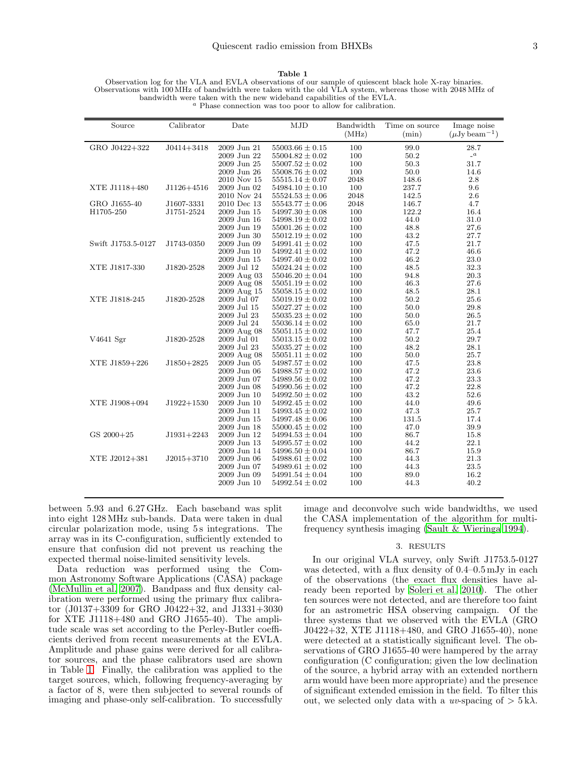**Table 1**
Observation log for the VLA and EVLA observations of our sample of quiescent black hole X-ray binaries. Observations with 100 MHz of bandwidth were taken with the old VLA system, whereas those with 2048 MHz of bandwidth were taken with the new wideband capabilities of the EVLA.
[a] Phase connection was too poor to allow for calibration.

| Source | Calibrator | Date | MJD | Bandwidth (MHz) | Time on source (min) | Image noise ($\mu$Jy beam$^{-1}$) |
|---|---|---|---|---|---|---|
| GRO J0422+322 | J0414+3418 | 2009 Jun 21 | $55003.66 \pm 0.15$ | 100 | 99.0 | 28.7 |
| | | 2009 Jun 22 | $55004.82 \pm 0.02$ | 100 | 50.2 | -[a] |
| | | 2009 Jun 25 | $55007.52 \pm 0.02$ | 100 | 50.3 | 31.7 |
| | | 2009 Jun 26 | $55008.76 \pm 0.02$ | 100 | 50.0 | 14.6 |
| | | 2010 Nov 15 | $55515.14 \pm 0.07$ | 2048 | 148.6 | 2.8 |
| XTE J1118+480 | J1126+4516 | 2009 Jun 02 | $54984.10 \pm 0.10$ | 100 | 237.7 | 9.6 |
| | | 2010 Nov 24 | $55524.53 \pm 0.06$ | 2048 | 142.5 | 2.6 |
| GRO J1655-40 | J1607-3331 | 2010 Dec 13 | $55543.77 \pm 0.06$ | 2048 | 146.7 | 4.7 |
| H1705-250 | J1751-2524 | 2009 Jun 15 | $54997.30 \pm 0.08$ | 100 | 122.2 | 16.4 |
| | | 2009 Jun 16 | $54998.19 \pm 0.02$ | 100 | 44.0 | 31.0 |
| | | 2009 Jun 19 | $55001.26 \pm 0.02$ | 100 | 48.8 | 27,6 |
| | | 2009 Jun 30 | $55012.19 \pm 0.02$ | 100 | 43.2 | 27.7 |
| Swift J1753.5-0127 | J1743-0350 | 2009 Jun 09 | $54991.41 \pm 0.02$ | 100 | 47.5 | 21.7 |
| | | 2009 Jun 10 | $54992.41 \pm 0.02$ | 100 | 47.2 | 46.6 |
| | | 2009 Jun 15 | $54997.40 \pm 0.02$ | 100 | 46.2 | 23.0 |
| XTE J1817-330 | J1820-2528 | 2009 Jul 12 | $55024.24 \pm 0.02$ | 100 | 48.5 | 32.3 |
| | | 2009 Aug 03 | $55046.20 \pm 0.04$ | 100 | 94.8 | 20.3 |
| | | 2009 Aug 08 | $55051.19 \pm 0.02$ | 100 | 46.3 | 27.6 |
| | | 2009 Aug 15 | $55058.15 \pm 0.02$ | 100 | 48.5 | 28.1 |
| XTE J1818-245 | J1820-2528 | 2009 Jul 07 | $55019.19 \pm 0.02$ | 100 | 50.2 | 25.6 |
| | | 2009 Jul 15 | $55027.27 \pm 0.02$ | 100 | 50.0 | 29.8 |
| | | 2009 Jul 23 | $55035.23 \pm 0.02$ | 100 | 50.0 | 26.5 |
| | | 2009 Jul 24 | $55036.14 \pm 0.02$ | 100 | 65.0 | 21.7 |
| | | 2009 Aug 08 | $55051.15 \pm 0.02$ | 100 | 47.7 | 25.4 |
| V4641 Sgr | J1820-2528 | 2009 Jul 01 | $55013.15 \pm 0.02$ | 100 | 50.2 | 29.7 |
| | | 2009 Jul 23 | $55035.27 \pm 0.02$ | 100 | 48.2 | 28.1 |
| | | 2009 Aug 08 | $55051.11 \pm 0.02$ | 100 | 50.0 | 25.7 |
| XTE J1859+226 | J1850+2825 | 2009 Jun 05 | $54987.57 \pm 0.02$ | 100 | 47.5 | 23.8 |
| | | 2009 Jun 06 | $54988.57 \pm 0.02$ | 100 | 47.2 | 23.6 |
| | | 2009 Jun 07 | $54989.56 \pm 0.02$ | 100 | 47.2 | 23.3 |
| | | 2009 Jun 08 | $54990.56 \pm 0.02$ | 100 | 47.2 | 22.8 |
| | | 2009 Jun 10 | $54992.50 \pm 0.02$ | 100 | 43.2 | 52.6 |
| XTE J1908+094 | J1922+1530 | 2009 Jun 10 | $54992.45 \pm 0.02$ | 100 | 44.0 | 49.6 |
| | | 2009 Jun 11 | $54993.45 \pm 0.02$ | 100 | 47.3 | 25.7 |
| | | 2009 Jun 15 | $54997.48 \pm 0.06$ | 100 | 131.5 | 17.4 |
| | | 2009 Jun 18 | $55000.45 \pm 0.02$ | 100 | 47.0 | 39.9 |
| GS 2000+25 | J1931+2243 | 2009 Jun 12 | $54994.53 \pm 0.04$ | 100 | 86.7 | 15.8 |
| | | 2009 Jun 13 | $54995.57 \pm 0.02$ | 100 | 44.2 | 22.1 |
| | | 2009 Jun 14 | $54996.50 \pm 0.04$ | 100 | 86.7 | 15.9 |
| XTE J2012+381 | J2015+3710 | 2009 Jun 06 | $54988.61 \pm 0.02$ | 100 | 44.3 | 21.3 |
| | | 2009 Jun 07 | $54989.61 \pm 0.02$ | 100 | 44.3 | 23.5 |
| | | 2009 Jun 09 | $54991.54 \pm 0.04$ | 100 | 89.0 | 16.2 |
| | | 2009 Jun 10 | $54992.54 \pm 0.02$ | 100 | 44.3 | 40.2 |

between 5.93 and 6.27 GHz. Each baseband was split into eight 128 MHz sub-bands. Data were taken in dual circular polarization mode, using 5 s integrations. The array was in its C-configuration, sufficiently extended to ensure that confusion did not prevent us reaching the expected thermal noise-limited sensitivity levels.

Data reduction was performed using the Common Astronomy Software Applications (CASA) package (McMullin et al. 2007). Bandpass and flux density calibration were performed using the primary flux calibrator (J0137+3309 for GRO J0422+32, and J1331+3030 for XTE J1118+480 and GRO J1655-40). The amplitude scale was set according to the Perley-Butler coefficients derived from recent measurements at the EVLA. Amplitude and phase gains were derived for all calibrator sources, and the phase calibrators used are shown in Table 1. Finally, the calibration was applied to the target sources, which, following frequency-averaging by a factor of 8, were then subjected to several rounds of imaging and phase-only self-calibration. To successfully image and deconvolve such wide bandwidths, we used the CASA implementation of the algorithm for multi-frequency synthesis imaging (Sault & Wieringa 1994).

## 3. RESULTS

In our original VLA survey, only Swift J1753.5-0127 was detected, with a flux density of 0.4–0.5 mJy in each of the observations (the exact flux densities have already been reported by Soleri et al. 2010). The other ten sources were not detected, and are therefore too faint for an astrometric HSA observing campaign. Of the three systems that we observed with the EVLA (GRO J0422+32, XTE J1118+480, and GRO J1655-40), none were detected at a statistically significant level. The observations of GRO J1655-40 were hampered by the array configuration (C configuration; given the low declination of the source, a hybrid array with an extended northern arm would have been more appropriate) and the presence of significant extended emission in the field. To filter this out, we selected only data with a *uv*-spacing of $> 5\,\mathrm{k}\lambda$.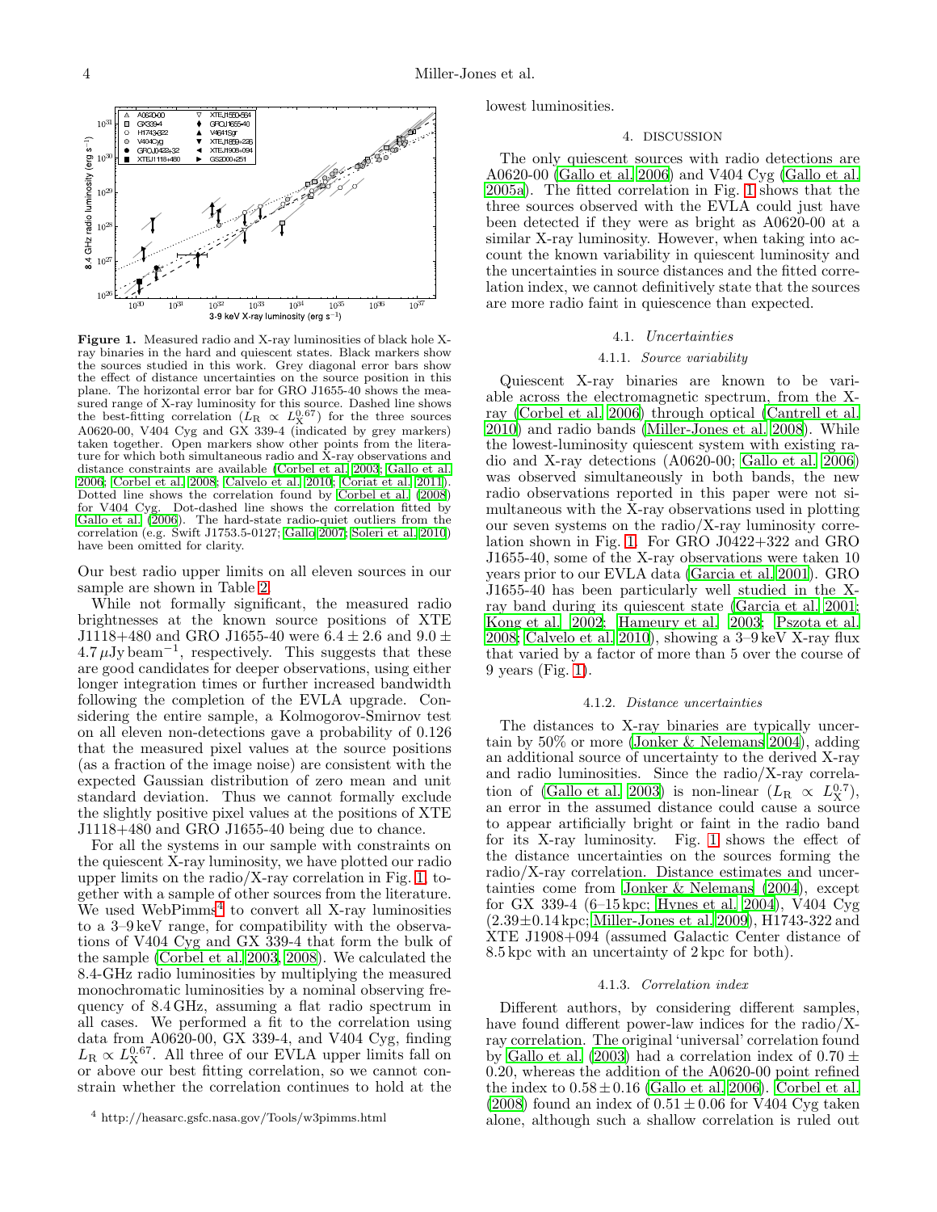**Figure 1.** Measured radio and X-ray luminosities of black hole X-ray binaries in the hard and quiescent states. Black markers show the sources studied in this work. Grey diagonal error bars show the effect of distance uncertainties on the source position in this plane. The horizontal error bar for GRO J1655-40 shows the measured range of X-ray luminosity for this source. Dashed line shows the best-fitting correlation ($L_{\rm R} \propto L_{\rm X}^{0.67}$) for the three sources A0620-00, V404 Cyg and GX 339-4 (indicated by grey markers) taken together. Open markers show other points from the literature for which both simultaneous radio and X-ray observations and distance constraints are available (Corbel et al. 2003; Gallo et al. 2006; Corbel et al. 2008; Calvelo et al. 2010; Coriat et al. 2011). Dotted line shows the correlation found by Corbel et al. (2008) for V404 Cyg. Dot-dashed line shows the correlation fitted by Gallo et al. (2006). The hard-state radio-quiet outliers from the correlation (e.g. Swift J1753.5-0127; Gallo 2007; Soleri et al. 2010) have been omitted for clarity.

Our best radio upper limits on all eleven sources in our sample are shown in Table 2.

While not formally significant, the measured radio brightnesses at the known source positions of XTE J1118+480 and GRO J1655-40 were $6.4 \pm 2.6$ and $9.0 \pm 4.7\,\mu$Jy beam$^{-1}$, respectively. This suggests that these are good candidates for deeper observations, using either longer integration times or further increased bandwidth following the completion of the EVLA upgrade. Considering the entire sample, a Kolmogorov-Smirnov test on all eleven non-detections gave a probability of 0.126 that the measured pixel values at the source positions (as a fraction of the image noise) are consistent with the expected Gaussian distribution of zero mean and unit standard deviation. Thus we cannot formally exclude the slightly positive pixel values at the positions of XTE J1118+480 and GRO J1655-40 being due to chance.

For all the systems in our sample with constraints on the quiescent X-ray luminosity, we have plotted our radio upper limits on the radio/X-ray correlation in Fig. 1, together with a sample of other sources from the literature. We used WebPimms[4] to convert all X-ray luminosities to a 3–9 keV range, for compatibility with the observations of V404 Cyg and GX 339-4 that form the bulk of the sample (Corbel et al. 2003, 2008). We calculated the 8.4-GHz radio luminosities by multiplying the measured monochromatic luminosities by a nominal observing frequency of 8.4 GHz, assuming a flat radio spectrum in all cases. We performed a fit to the correlation using data from A0620-00, GX 339-4, and V404 Cyg, finding $L_{\rm R} \propto L_{\rm X}^{0.67}$. All three of our EVLA upper limits fall on or above our best fitting correlation, so we cannot constrain whether the correlation continues to hold at the lowest luminosities.

[4] http://heasarc.gsfc.nasa.gov/Tools/w3pimms.html

## 4. DISCUSSION

The only quiescent sources with radio detections are A0620-00 (Gallo et al. 2006) and V404 Cyg (Gallo et al. 2005a). The fitted correlation in Fig. 1 shows that the three sources observed with the EVLA could just have been detected if they were as bright as A0620-00 at a similar X-ray luminosity. However, when taking into account the known variability in quiescent luminosity and the uncertainties in source distances and the fitted correlation index, we cannot definitively state that the sources are more radio faint in quiescence than expected.

### 4.1. *Uncertainties*

#### 4.1.1. *Source variability*

Quiescent X-ray binaries are known to be variable across the electromagnetic spectrum, from the X-ray (Corbel et al. 2006) through optical (Cantrell et al. 2010) and radio bands (Miller-Jones et al. 2008). While the lowest-luminosity quiescent system with existing radio and X-ray detections (A0620-00; Gallo et al. 2006) was observed simultaneously in both bands, the new radio observations reported in this paper were not simultaneous with the X-ray observations used in plotting our seven systems on the radio/X-ray luminosity correlation shown in Fig. 1. For GRO J0422+322 and GRO J1655-40, some of the X-ray observations were taken 10 years prior to our EVLA data (Garcia et al. 2001). GRO J1655-40 has been particularly well studied in the X-ray band during its quiescent state (Garcia et al. 2001; Kong et al. 2002; Hameury et al. 2003; Pszota et al. 2008; Calvelo et al. 2010), showing a 3–9 keV X-ray flux that varied by a factor of more than 5 over the course of 9 years (Fig. 1).

#### 4.1.2. *Distance uncertainties*

The distances to X-ray binaries are typically uncertain by 50% or more (Jonker & Nelemans 2004), adding an additional source of uncertainty to the derived X-ray and radio luminosities. Since the radio/X-ray correlation of (Gallo et al. 2003) is non-linear ($L_{\rm R} \propto L_{\rm X}^{0.7}$), an error in the assumed distance could cause a source to appear artificially bright or faint in the radio band for its X-ray luminosity. Fig. 1 shows the effect of the distance uncertainties on the sources forming the radio/X-ray correlation. Distance estimates and uncertainties come from Jonker & Nelemans (2004), except for GX 339-4 (6–15 kpc; Hynes et al. 2004), V404 Cyg ($2.39 \pm 0.14$ kpc; Miller-Jones et al. 2009), H1743-322 and XTE J1908+094 (assumed Galactic Center distance of 8.5 kpc with an uncertainty of 2 kpc for both).

#### 4.1.3. *Correlation index*

Different authors, by considering different samples, have found different power-law indices for the radio/X-ray correlation. The original 'universal' correlation found by Gallo et al. (2003) had a correlation index of $0.70 \pm 0.20$, whereas the addition of the A0620-00 point refined the index to $0.58 \pm 0.16$ (Gallo et al. 2006). Corbel et al. (2008) found an index of $0.51 \pm 0.06$ for V404 Cyg taken alone, although such a shallow correlation is ruled out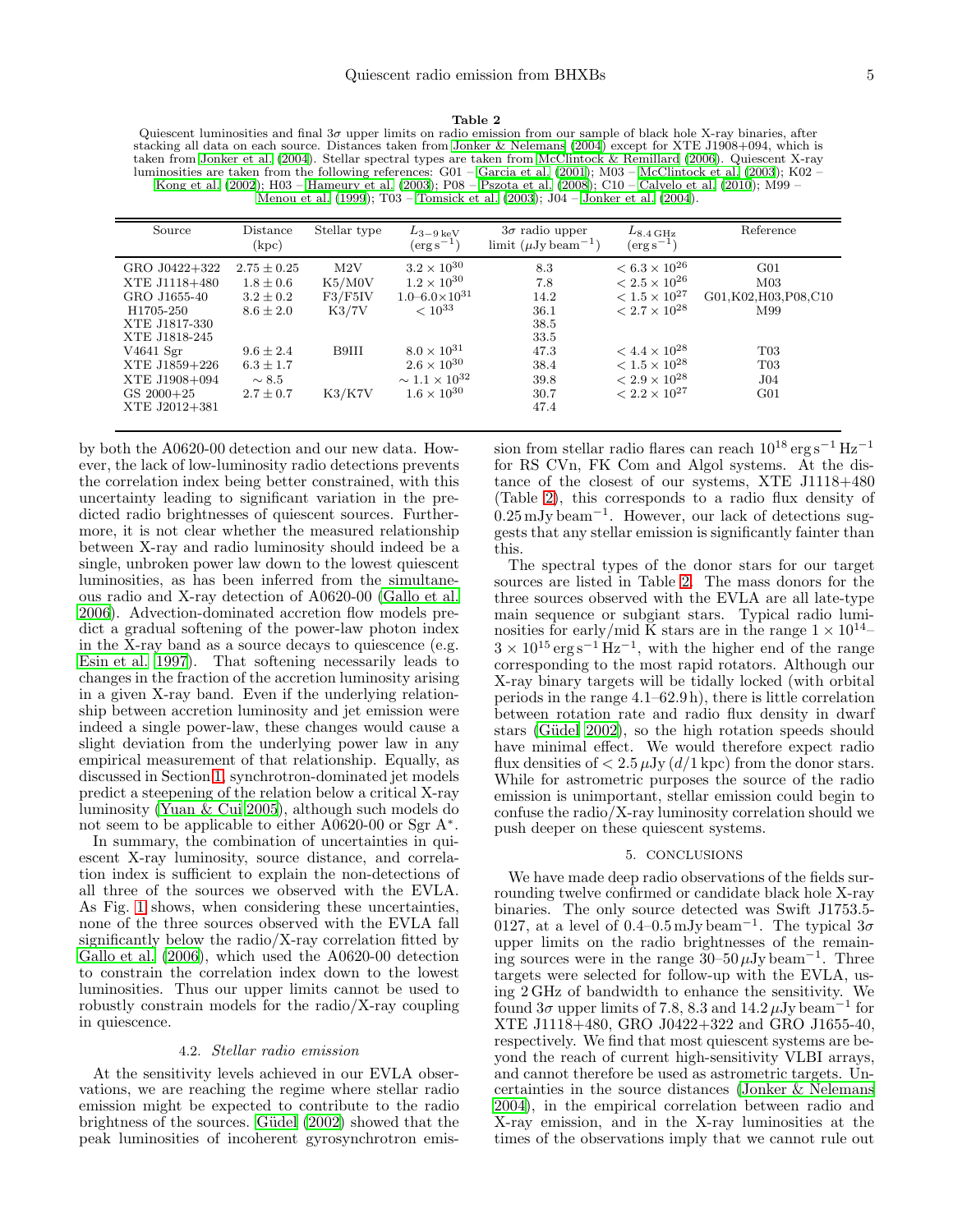**Table 2**

Quiescent luminosities and final $3\sigma$ upper limits on radio emission from our sample of black hole X-ray binaries, after stacking all data on each source. Distances taken from Jonker & Nelemans (2004) except for XTE J1908+094, which is taken from Jonker et al. (2004). Stellar spectral types are taken from McClintock & Remillard (2006). Quiescent X-ray luminosities are taken from the following references: G01 – Garcia et al. (2001); M03 – McClintock et al. (2003); K02 – Kong et al. (2002); H03 – Hameury et al. (2003); P08 – Pszota et al. (2008); C10 – Calvelo et al. (2010); M99 – Menou et al. (1999); T03 – Tomsick et al. (2003); J04 – Jonker et al. (2004).

| Source | Distance (kpc) | Stellar type | $L_{3-9\,\mathrm{keV}}$ ($\mathrm{erg\,s^{-1}}$) | $3\sigma$ radio upper limit ($\mu$Jy beam$^{-1}$) | $L_{8.4\,\mathrm{GHz}}$ ($\mathrm{erg\,s^{-1}}$) | Reference |
|---|---|---|---|---|---|---|
| GRO J0422+322 | $2.75 \pm 0.25$ | M2V | $3.2 \times 10^{30}$ | 8.3 | $< 6.3 \times 10^{26}$ | G01 |
| XTE J1118+480 | $1.8 \pm 0.6$ | K5/M0V | $1.2 \times 10^{30}$ | 7.8 | $< 2.5 \times 10^{26}$ | M03 |
| GRO J1655-40 | $3.2 \pm 0.2$ | F3/F5IV | $1.0$–$6.0 \times 10^{31}$ | 14.2 | $< 1.5 \times 10^{27}$ | G01,K02,H03,P08,C10 |
| H1705-250 | $8.6 \pm 2.0$ | K3/7V | $< 10^{33}$ | 36.1 | $< 2.7 \times 10^{28}$ | M99 |
| XTE J1817-330 | | | | 38.5 | | |
| XTE J1818-245 | | | | 33.5 | | |
| V4641 Sgr | $9.6 \pm 2.4$ | B9III | $8.0 \times 10^{31}$ | 47.3 | $< 4.4 \times 10^{28}$ | T03 |
| XTE J1859+226 | $6.3 \pm 1.7$ | | $2.6 \times 10^{30}$ | 38.4 | $< 1.5 \times 10^{28}$ | T03 |
| XTE J1908+094 | $\sim 8.5$ | | $\sim 1.1 \times 10^{32}$ | 39.8 | $< 2.9 \times 10^{28}$ | J04 |
| GS 2000+25 | $2.7 \pm 0.7$ | K3/K7V | $1.6 \times 10^{30}$ | 30.7 | $< 2.2 \times 10^{27}$ | G01 |
| XTE J2012+381 | | | | 47.4 | | |

by both the A0620-00 detection and our new data. However, the lack of low-luminosity radio detections prevents the correlation index being better constrained, with this uncertainty leading to significant variation in the predicted radio brightnesses of quiescent sources. Furthermore, it is not clear whether the measured relationship between X-ray and radio luminosity should indeed be a single, unbroken power law down to the lowest quiescent luminosities, as has been inferred from the simultaneous radio and X-ray detection of A0620-00 (Gallo et al. 2006). Advection-dominated accretion flow models predict a gradual softening of the power-law photon index in the X-ray band as a source decays to quiescence (e.g. Esin et al. 1997). That softening necessarily leads to changes in the fraction of the accretion luminosity arising in a given X-ray band. Even if the underlying relationship between accretion luminosity and jet emission were indeed a single power-law, these changes would cause a slight deviation from the underlying power law in any empirical measurement of that relationship. Equally, as discussed in Section 1, synchrotron-dominated jet models predict a steepening of the relation below a critical X-ray luminosity (Yuan & Cui 2005), although such models do not seem to be applicable to either A0620-00 or Sgr A*.

In summary, the combination of uncertainties in quiescent X-ray luminosity, source distance, and correlation index is sufficient to explain the non-detections of all three of the sources we observed with the EVLA. As Fig. 1 shows, when considering these uncertainties, none of the three sources observed with the EVLA fall significantly below the radio/X-ray correlation fitted by Gallo et al. (2006), which used the A0620-00 detection to constrain the correlation index down to the lowest luminosities. Thus our upper limits cannot be used to robustly constrain models for the radio/X-ray coupling in quiescence.

### 4.2. *Stellar radio emission*

At the sensitivity levels achieved in our EVLA observations, we are reaching the regime where stellar radio emission might be expected to contribute to the radio brightness of the sources. Güdel (2002) showed that the peak luminosities of incoherent gyrosynchrotron emission from stellar radio flares can reach $10^{18}\,\mathrm{erg\,s^{-1}\,Hz^{-1}}$ for RS CVn, FK Com and Algol systems. At the distance of the closest of our systems, XTE J1118+480 (Table 2), this corresponds to a radio flux density of $0.25\,\mathrm{mJy\,beam^{-1}}$. However, our lack of detections suggests that any stellar emission is significantly fainter than this.

The spectral types of the donor stars for our target sources are listed in Table 2. The mass donors for the three sources observed with the EVLA are all late-type main sequence or subgiant stars. Typical radio luminosities for early/mid K stars are in the range $1 \times 10^{14}$–$3 \times 10^{15}\,\mathrm{erg\,s^{-1}\,Hz^{-1}}$, with the higher end of the range corresponding to the most rapid rotators. Although our X-ray binary targets will be tidally locked (with orbital periods in the range 4.1–62.9 h), there is little correlation between rotation rate and radio flux density in dwarf stars (Güdel 2002), so the high rotation speeds should have minimal effect. We would therefore expect radio flux densities of $< 2.5\,\mu\mathrm{Jy}\,(d/1\,\mathrm{kpc})$ from the donor stars. While for astrometric purposes the source of the radio emission is unimportant, stellar emission could begin to confuse the radio/X-ray luminosity correlation should we push deeper on these quiescent systems.

## 5. CONCLUSIONS

We have made deep radio observations of the fields surrounding twelve confirmed or candidate black hole X-ray binaries. The only source detected was Swift J1753.5-0127, at a level of $0.4$–$0.5\,\mathrm{mJy\,beam^{-1}}$. The typical $3\sigma$ upper limits on the radio brightnesses of the remaining sources were in the range $30$–$50\,\mu\mathrm{Jy\,beam^{-1}}$. Three targets were selected for follow-up with the EVLA, using 2 GHz of bandwidth to enhance the sensitivity. We found $3\sigma$ upper limits of 7.8, 8.3 and $14.2\,\mu\mathrm{Jy\,beam^{-1}}$ for XTE J1118+480, GRO J0422+322 and GRO J1655-40, respectively. We find that most quiescent systems are beyond the reach of current high-sensitivity VLBI arrays, and cannot therefore be used as astrometric targets. Uncertainties in the source distances (Jonker & Nelemans 2004), in the empirical correlation between radio and X-ray emission, and in the X-ray luminosities at the times of the observations imply that we cannot rule out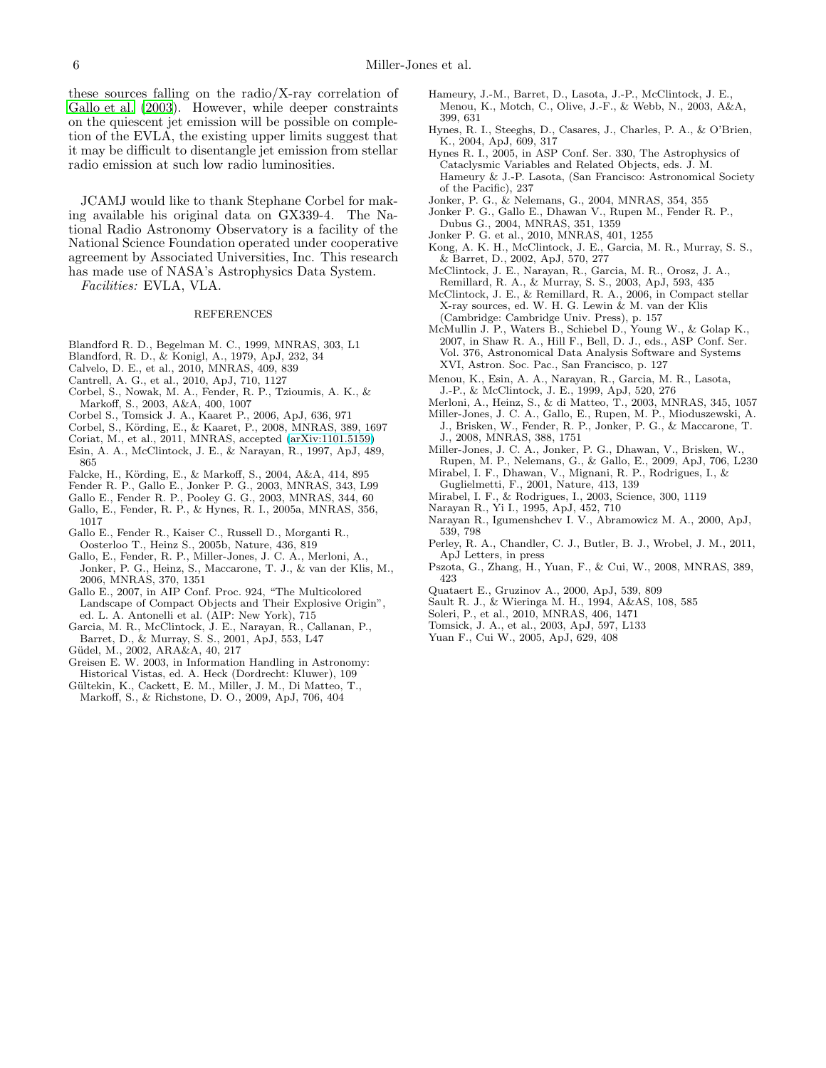these sources falling on the radio/X-ray correlation of Gallo et al. (2003). However, while deeper constraints on the quiescent jet emission will be possible on completion of the EVLA, the existing upper limits suggest that it may be difficult to disentangle jet emission from stellar radio emission at such low radio luminosities.

JCAMJ would like to thank Stephane Corbel for making available his original data on GX339-4. The National Radio Astronomy Observatory is a facility of the National Science Foundation operated under cooperative agreement by Associated Universities, Inc. This research has made use of NASA's Astrophysics Data System.

*Facilities:* EVLA, VLA.

## REFERENCES

Blandford R. D., Begelman M. C., 1999, MNRAS, 303, L1
Blandford, R. D., & Konigl, A., 1979, ApJ, 232, 34
Calvelo, D. E., et al., 2010, MNRAS, 409, 839
Cantrell, A. G., et al., 2010, ApJ, 710, 1127
Corbel, S., Nowak, M. A., Fender, R. P., Tzioumis, A. K., & Markoff, S., 2003, A&A, 400, 1007
Corbel S., Tomsick J. A., Kaaret P., 2006, ApJ, 636, 971
Corbel, S., Körding, E., & Kaaret, P., 2008, MNRAS, 389, 1697
Coriat, M., et al., 2011, MNRAS, accepted (arXiv:1101.5159)
Esin, A. A., McClintock, J. E., & Narayan, R., 1997, ApJ, 489, 865
Falcke, H., Körding, E., & Markoff, S., 2004, A&A, 414, 895
Fender R. P., Gallo E., Jonker P. G., 2003, MNRAS, 343, L99
Gallo E., Fender R. P., Pooley G. G., 2003, MNRAS, 344, 60
Gallo, E., Fender, R. P., & Hynes, R. I., 2005a, MNRAS, 356, 1017
Gallo E., Fender R., Kaiser C., Russell D., Morganti R., Oosterloo T., Heinz S., 2005b, Nature, 436, 819
Gallo, E., Fender, R. P., Miller-Jones, J. C. A., Merloni, A., Jonker, P. G., Heinz, S., Maccarone, T. J., & van der Klis, M., 2006, MNRAS, 370, 1351
Gallo E., 2007, in AIP Conf. Proc. 924, "The Multicolored Landscape of Compact Objects and Their Explosive Origin", ed. L. A. Antonelli et al. (AIP: New York), 715
Garcia, M. R., McClintock, J. E., Narayan, R., Callanan, P., Barret, D., & Murray, S. S., 2001, ApJ, 553, L47
Güdel, M., 2002, ARA&A, 40, 217
Greisen E. W. 2003, in Information Handling in Astronomy: Historical Vistas, ed. A. Heck (Dordrecht: Kluwer), 109
Gültekin, K., Cackett, E. M., Miller, J. M., Di Matteo, T., Markoff, S., & Richstone, D. O., 2009, ApJ, 706, 404
Hameury, J.-M., Barret, D., Lasota, J.-P., McClintock, J. E., Menou, K., Motch, C., Olive, J.-F., & Webb, N., 2003, A&A, 399, 631
Hynes, R. I., Steeghs, D., Casares, J., Charles, P. A., & O'Brien, K., 2004, ApJ, 609, 317
Hynes R. I., 2005, in ASP Conf. Ser. 330, The Astrophysics of Cataclysmic Variables and Related Objects, eds. J. M. Hameury & J.-P. Lasota, (San Francisco: Astronomical Society of the Pacific), 237
Jonker, P. G., & Nelemans, G., 2004, MNRAS, 354, 355
Jonker P. G., Gallo E., Dhawan V., Rupen M., Fender R. P., Dubus G., 2004, MNRAS, 351, 1359
Jonker P. G. et al., 2010, MNRAS, 401, 1255
Kong, A. K. H., McClintock, J. E., Garcia, M. R., Murray, S. S., & Barret, D., 2002, ApJ, 570, 277
McClintock, J. E., Narayan, R., Garcia, M. R., Orosz, J. A., Remillard, R. A., & Murray, S. S., 2003, ApJ, 593, 435
McClintock, J. E., & Remillard, R. A., 2006, in Compact stellar X-ray sources, ed. W. H. G. Lewin & M. van der Klis (Cambridge: Cambridge Univ. Press), p. 157
McMullin J. P., Waters B., Schiebel D., Young W., & Golap K., 2007, in Shaw R. A., Hill F., Bell, D. J., eds., ASP Conf. Ser. Vol. 376, Astronomical Data Analysis Software and Systems XVI, Astron. Soc. Pac., San Francisco, p. 127
Menou, K., Esin, A. A., Narayan, R., Garcia, M. R., Lasota, J.-P., & McClintock, J. E., 1999, ApJ, 520, 276
Merloni, A., Heinz, S., & di Matteo, T., 2003, MNRAS, 345, 1057
Miller-Jones, J. C. A., Gallo, E., Rupen, M. P., Mioduszewski, A. J., Brisken, W., Fender, R. P., Jonker, P. G., & Maccarone, T. J., 2008, MNRAS, 388, 1751
Miller-Jones, J. C. A., Jonker, P. G., Dhawan, V., Brisken, W., Rupen, M. P., Nelemans, G., & Gallo, E., 2009, ApJ, 706, L230
Mirabel, I. F., Dhawan, V., Mignani, R. P., Rodrigues, I., & Guglielmetti, F., 2001, Nature, 413, 139
Mirabel, I. F., & Rodrigues, I., 2003, Science, 300, 1119
Narayan R., Yi I., 1995, ApJ, 452, 710
Narayan R., Igumenshchev I. V., Abramowicz M. A., 2000, ApJ, 539, 798
Perley, R. A., Chandler, C. J., Butler, B. J., Wrobel, J. M., 2011, ApJ Letters, in press
Pszota, G., Zhang, H., Yuan, F., & Cui, W., 2008, MNRAS, 389, 423
Quataert E., Gruzinov A., 2000, ApJ, 539, 809
Sault R. J., & Wieringa M. H., 1994, A&AS, 108, 585
Soleri, P., et al., 2010, MNRAS, 406, 1471
Tomsick, J. A., et al., 2003, ApJ, 597, L133
Yuan F., Cui W., 2005, ApJ, 629, 408